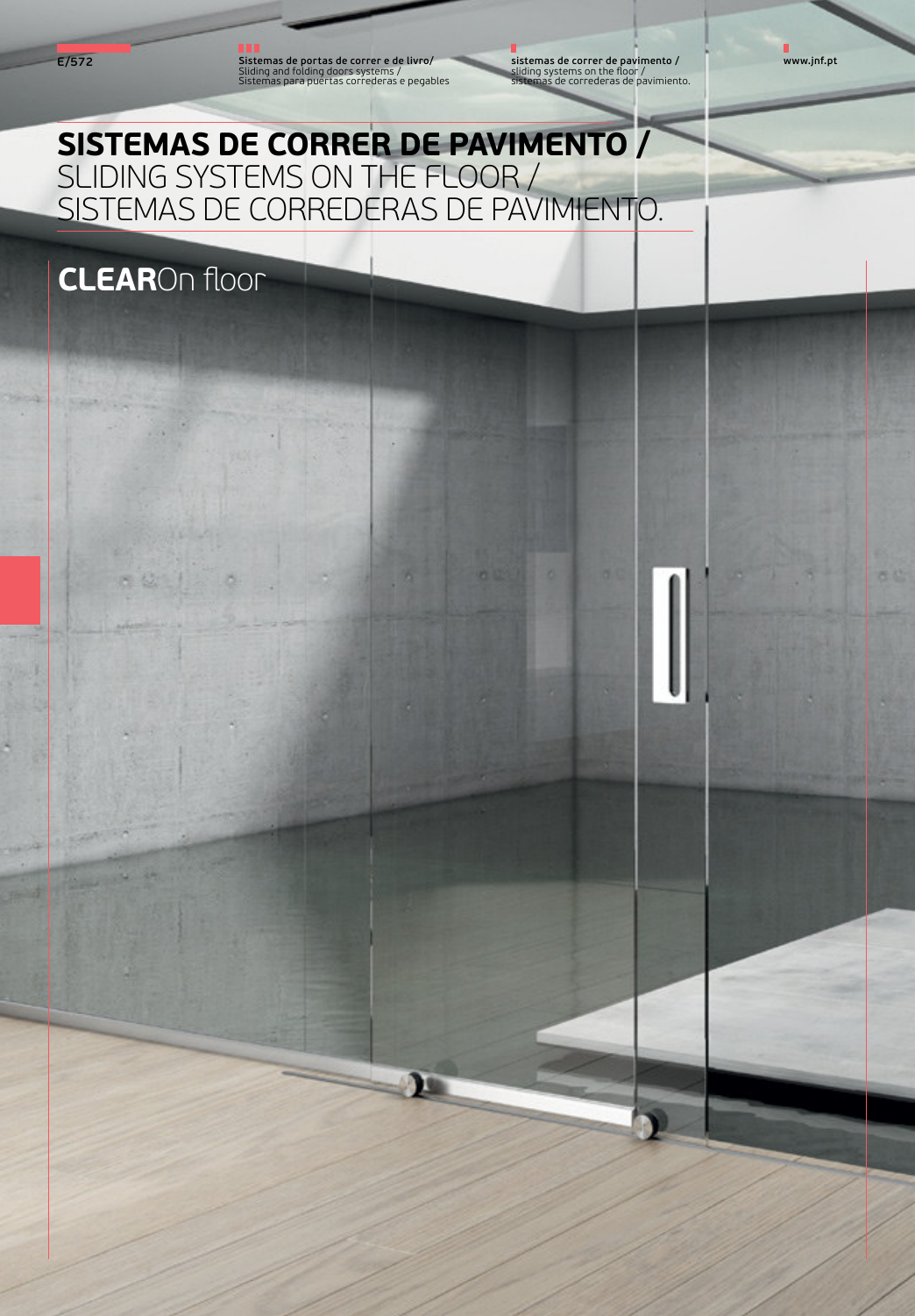# SISTEMAS DE CORRER DE PAVIMENTO /
SLIDING SYSTEMS ON THE FLOOR /
SISTEMAS DE CORREDERAS DE PAVIMIENTO.

## **CLEAR**On floor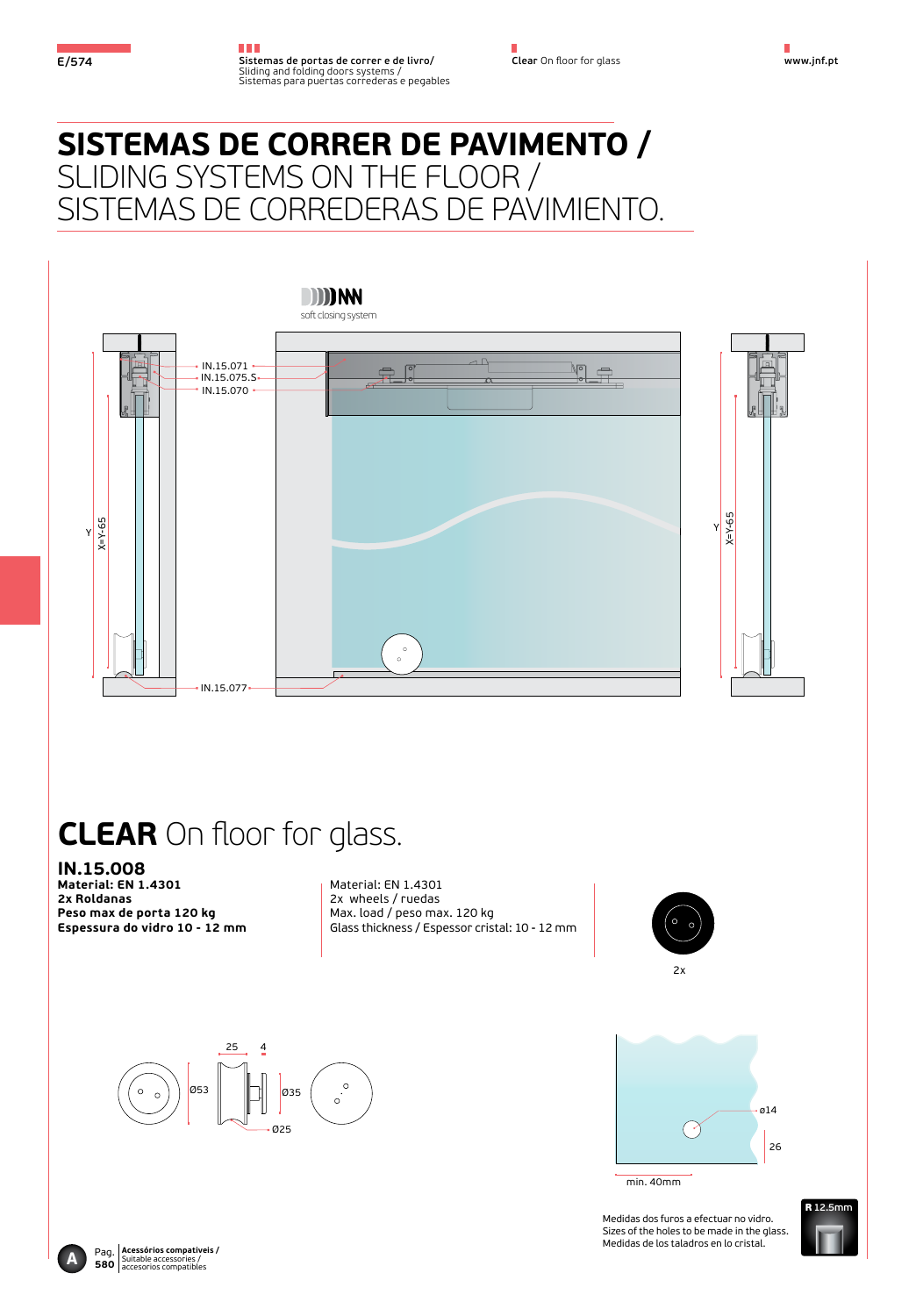# SISTEMAS DE CORRER DE PAVIMENTO /

SLIDING SYSTEMS ON THE FLOOR /
SISTEMAS DE CORREDERAS DE PAVIMIENTO.

soft closing system

IN.15.071
IN.15.075.S
IN.15.070
IN.15.077

Y
X=Y-65

## CLEAR On floor for glass.

### IN.15.008

**Material: EN 1.4301**
**2x Roldanas**
**Peso max de porta 120 kg**
**Espessura do vidro 10 - 12 mm**

Material: EN 1.4301
2x wheels / ruedas
Max. load / peso max. 120 kg
Glass thickness / Espesor cristal: 10 - 12 mm

2x

25, 4, Ø53, Ø35, Ø25

ø14, 26, min. 40mm

Medidas dos furos a efectuar no vidro.
Sizes of the holes to be made in the glass.
Medidas de los taladros en lo cristal.

R 12.5mm

Pag. 580 — Acessórios compatíveis / Suitable accessories / accesorios compatibles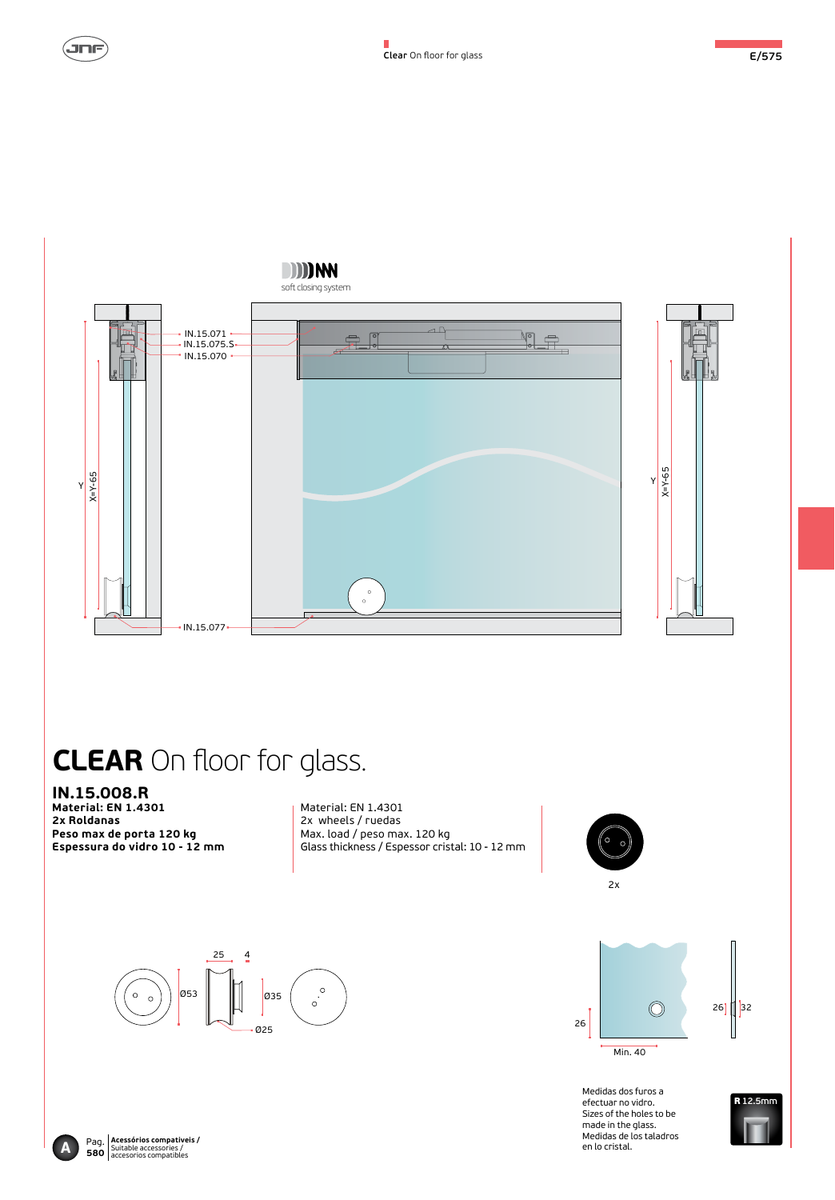soft closing system

IN.15.071
IN.15.075.S
IN.15.070
IN.15.077

Y
X=Y-65

# CLEAR On floor for glass.

## IN.15.008.R

**Material: EN 1.4301**
**2x Roldanas**
**Peso max de porta 120 kg**
**Espessura do vidro 10 - 12 mm**

Material: EN 1.4301
2x wheels / ruedas
Max. load / peso max. 120 kg
Glass thickness / Espessor cristal: 10 - 12 mm

2x

25 4
Ø53
Ø35
Ø25

26
Min. 40
26 32

Medidas dos furos a efectuar no vidro.
Sizes of the holes to be made in the glass.
Medidas de los taladros en lo cristal.

R 12.5mm

Pag. 580 **Acessórios compatíveis /** Suitable accessories / accesorios compatibles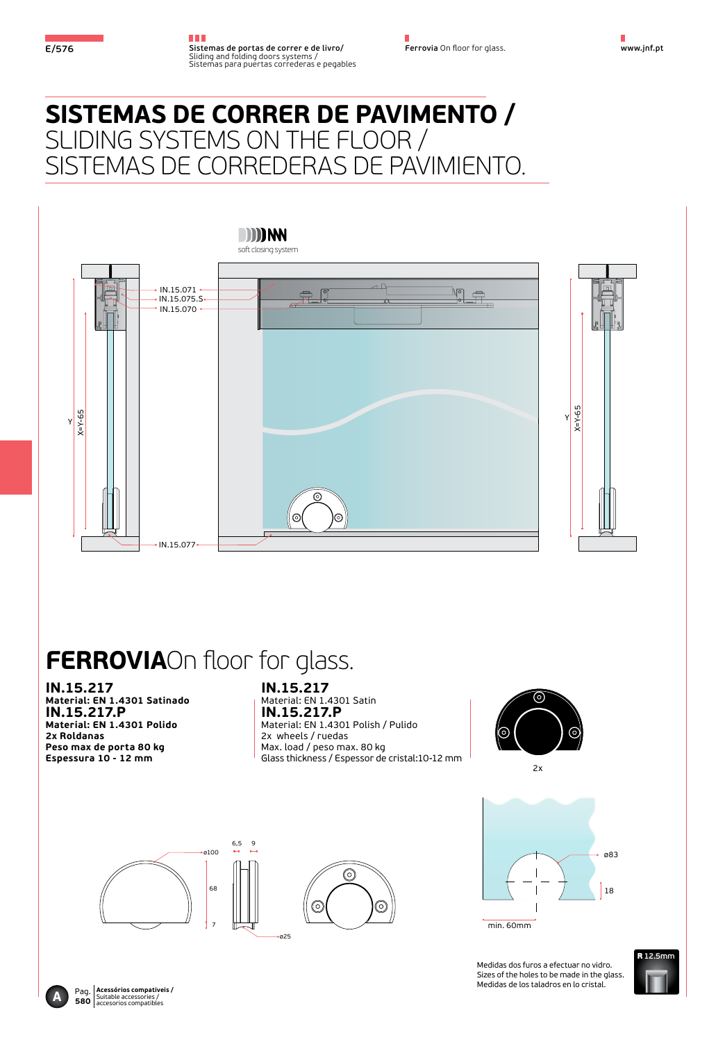# SISTEMAS DE CORRER DE PAVIMENTO / SLIDING SYSTEMS ON THE FLOOR / SISTEMAS DE CORREDERAS DE PAVIMIENTO.

soft closing system

IN.15.071
IN.15.075.S
IN.15.070
IN.15.077

Y
X=Y-65

## FERROVIA On floor for glass.

**IN.15.217**
**Material: EN 1.4301 Satinado**
**IN.15.217.P**
**Material: EN 1.4301 Polido**
**2x Roldanas**
**Peso max de porta 80 kg**
**Espessura 10 - 12 mm**

**IN.15.217**
Material: EN 1.4301 Satin
**IN.15.217.P**
Material: EN 1.4301 Polish / Pulido
2x wheels / ruedas
Max. load / peso max. 80 kg
Glass thickness / Espessor de cristal:10-12 mm

2x

ø100
6,5 9
68
7
ø25

ø83
18
min. 60mm

Medidas dos furos a efectuar no vidro.
Sizes of the holes to be made in the glass.
Medidas de los taladros en lo cristal.

R 12.5mm

A Pag. 580 Acessórios compatíveis / Suitable accessories / accesorios compatibles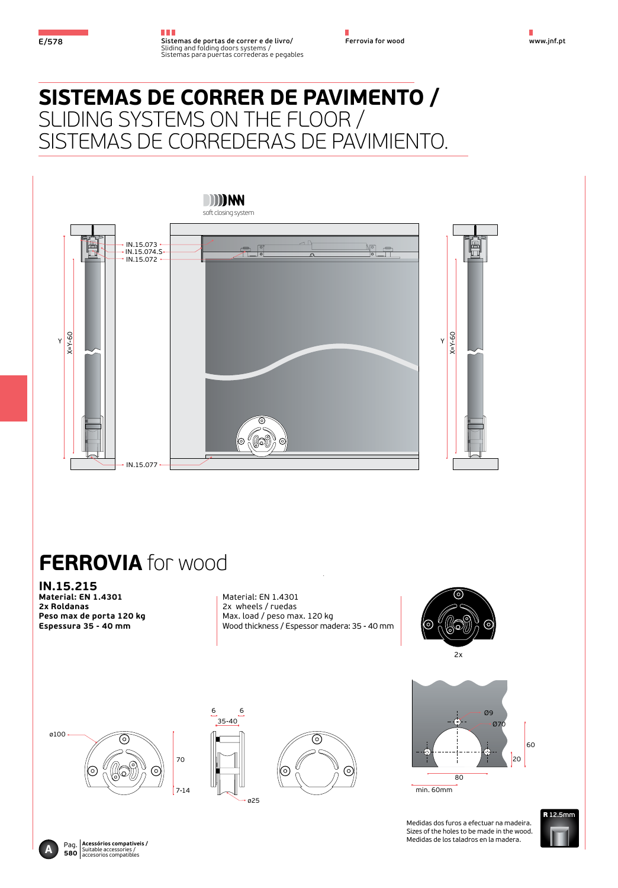# SISTEMAS DE CORRER DE PAVIMENTO / SLIDING SYSTEMS ON THE FLOOR / SISTEMAS DE CORREDERAS DE PAVIMIENTO.

soft closing system

IN.15.073
IN.15.074.S
IN.15.072
IN.15.077

Y
X=Y-60

# FERROVIA for wood

## IN.15.215

**Material: EN 1.4301**
**2x Roldanas**
**Peso max de porta 120 kg**
**Espessura 35 - 40 mm**

Material: EN 1.4301
2x wheels / ruedas
Max. load / peso max. 120 kg
Wood thickness / Espessor madera: 35 - 40 mm

2x

ø100
70
7-14
6
6
35-40
ø25

Ø9
Ø70
60
20
80
min. 60mm

Medidas dos furos a efectuar na madeira.
Sizes of the holes to be made in the wood.
Medidas de los taladros en la madera.

R 12.5mm

Pag. 580 **Acessórios compatíveis /** Suitable accessories / accesorios compatibles